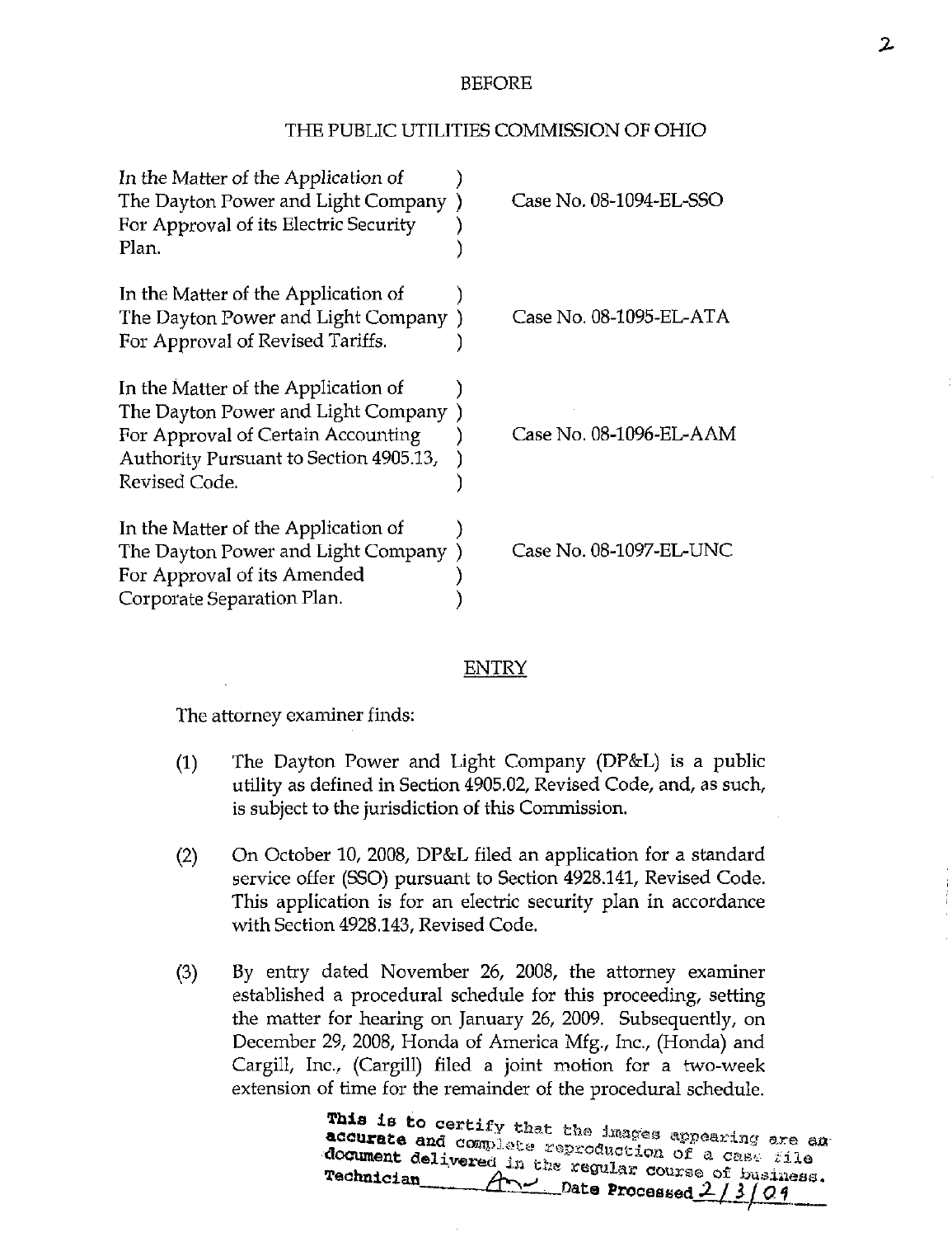BEFORE

THE PUBLIC UTILITIES COMMISSION OF OHIO

| | |
|---|---|
| In the Matter of the Application of The Dayton Power and Light Company For Approval of its Electric Security Plan. | Case No. 08-1094-EL-SSO |
| In the Matter of the Application of The Dayton Power and Light Company For Approval of Revised Tariffs. | Case No. 08-1095-EL-ATA |
| In the Matter of the Application of The Dayton Power and Light Company For Approval of Certain Accounting Authority Pursuant to Section 4905.13, Revised Code. | Case No. 08-1096-EL-AAM |
| In the Matter of the Application of The Dayton Power and Light Company For Approval of its Amended Corporate Separation Plan. | Case No. 08-1097-EL-UNC |

ENTRY

The attorney examiner finds:

(1) The Dayton Power and Light Company (DP&L) is a public utility as defined in Section 4905.02, Revised Code, and, as such, is subject to the jurisdiction of this Commission.

(2) On October 10, 2008, DP&L filed an application for a standard service offer (SSO) pursuant to Section 4928.141, Revised Code. This application is for an electric security plan in accordance with Section 4928.143, Revised Code.

(3) By entry dated November 26, 2008, the attorney examiner established a procedural schedule for this proceeding, setting the matter for hearing on January 26, 2009. Subsequently, on December 29, 2008, Honda of America Mfg., Inc., (Honda) and Cargill, Inc., (Cargill) filed a joint motion for a two-week extension of time for the remainder of the procedural schedule.

This is to certify that the images appearing are an accurate and complete reproduction of a case file document delivered in the regular course of business. Technician ____ Date Processed 2/3/09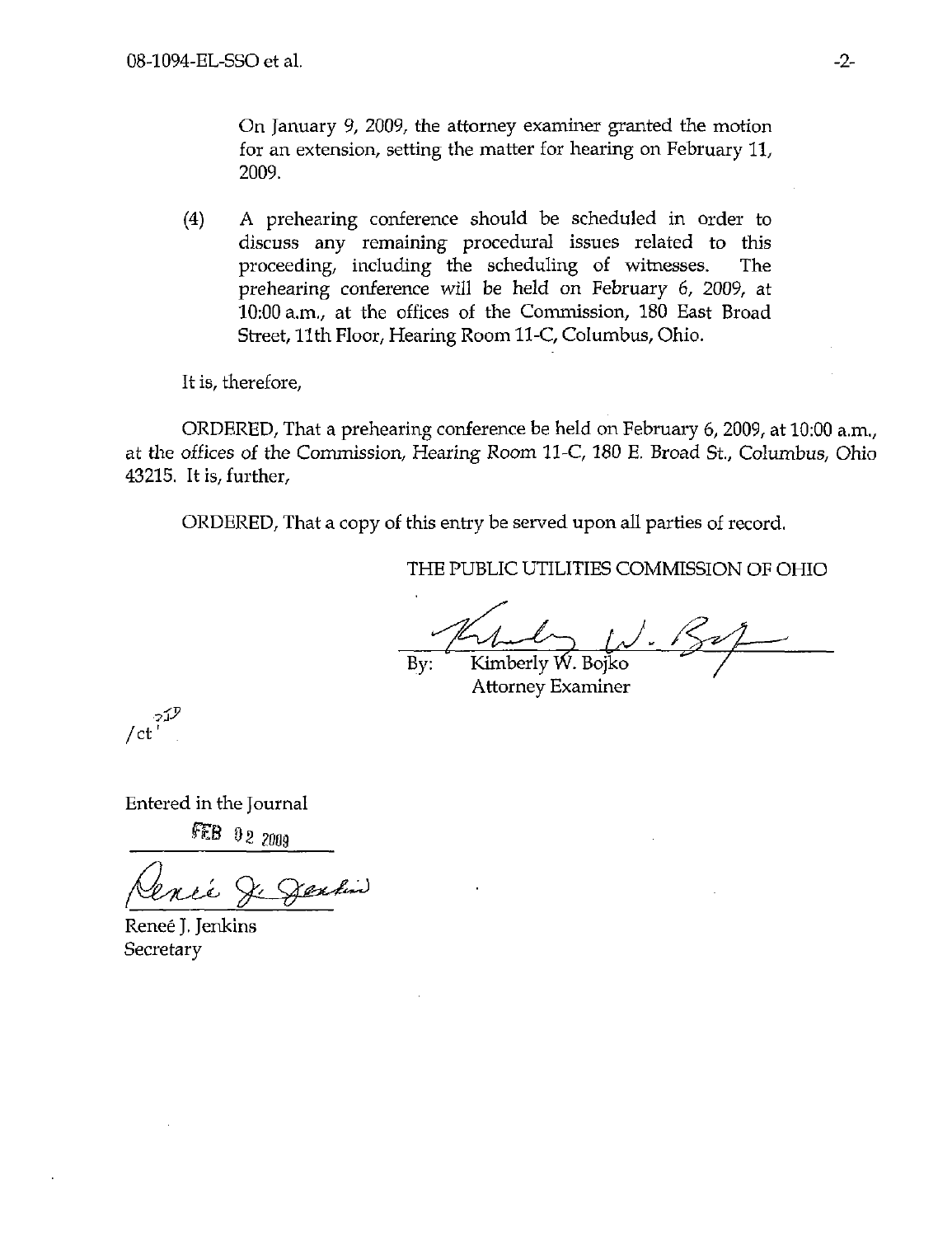On January 9, 2009, the attorney examiner granted the motion for an extension, setting the matter for hearing on February 11, 2009.

(4) A prehearing conference should be scheduled in order to discuss any remaining procedural issues related to this proceeding, including the scheduling of witnesses. The prehearing conference will be held on February 6, 2009, at 10:00 a.m., at the offices of the Commission, 180 East Broad Street, 11th Floor, Hearing Room 11-C, Columbus, Ohio.

It is, therefore,

ORDERED, That a prehearing conference be held on February 6, 2009, at 10:00 a.m., at the offices of the Commission, Hearing Room 11-C, 180 E. Broad St., Columbus, Ohio 43215. It is, further,

ORDERED, That a copy of this entry be served upon all parties of record.

THE PUBLIC UTILITIES COMMISSION OF OHIO

By: Kimberly W. Bojko
Attorney Examiner

/ct

Entered in the Journal

FEB 02 2009

Reneé J. Jenkins
Secretary